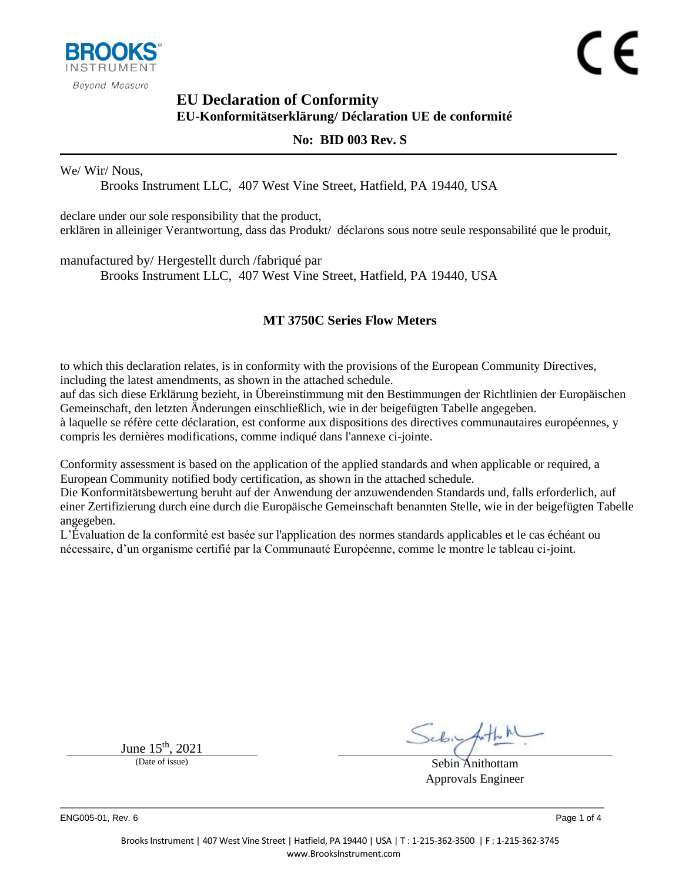BROOKS INSTRUMENT
Beyond Measure

# EU Declaration of Conformity

## EU-Konformitätserklärung/ Déclaration UE de conformité

**No: BID 003 Rev. S**

We/ Wir/ Nous,

Brooks Instrument LLC, 407 West Vine Street, Hatfield, PA 19440, USA

declare under our sole responsibility that the product,
erklären in alleiniger Verantwortung, dass das Produkt/ déclarons sous notre seule responsabilité que le produit,

manufactured by/ Hergestellt durch /fabriqué par

Brooks Instrument LLC, 407 West Vine Street, Hatfield, PA 19440, USA

**MT 3750C Series Flow Meters**

to which this declaration relates, is in conformity with the provisions of the European Community Directives, including the latest amendments, as shown in the attached schedule.
auf das sich diese Erklärung bezieht, in Übereinstimmung mit den Bestimmungen der Richtlinien der Europäischen Gemeinschaft, den letzten Änderungen einschließlich, wie in der beigefügten Tabelle angegeben.
à laquelle se réfère cette déclaration, est conforme aux dispositions des directives communautaires européennes, y compris les dernières modifications, comme indiqué dans l'annexe ci-jointe.

Conformity assessment is based on the application of the applied standards and when applicable or required, a European Community notified body certification, as shown in the attached schedule.
Die Konformitätsbewertung beruht auf der Anwendung der anzuwendenden Standards und, falls erforderlich, auf einer Zertifizierung durch eine durch die Europäische Gemeinschaft benannten Stelle, wie in der beigefügten Tabelle angegeben.
L'Évaluation de la conformité est basée sur l'application des normes standards applicables et le cas échéant ou nécessaire, d'un organisme certifié par la Communauté Européenne, comme le montre le tableau ci-joint.

June 15th, 2021
(Date of issue)

Sebin Anithottam
Approvals Engineer

ENG005-01, Rev. 6

Brooks Instrument | 407 West Vine Street | Hatfield, PA 19440 | USA | T : 1-215-362-3500 | F : 1-215-362-3745
www.BrooksInstrument.com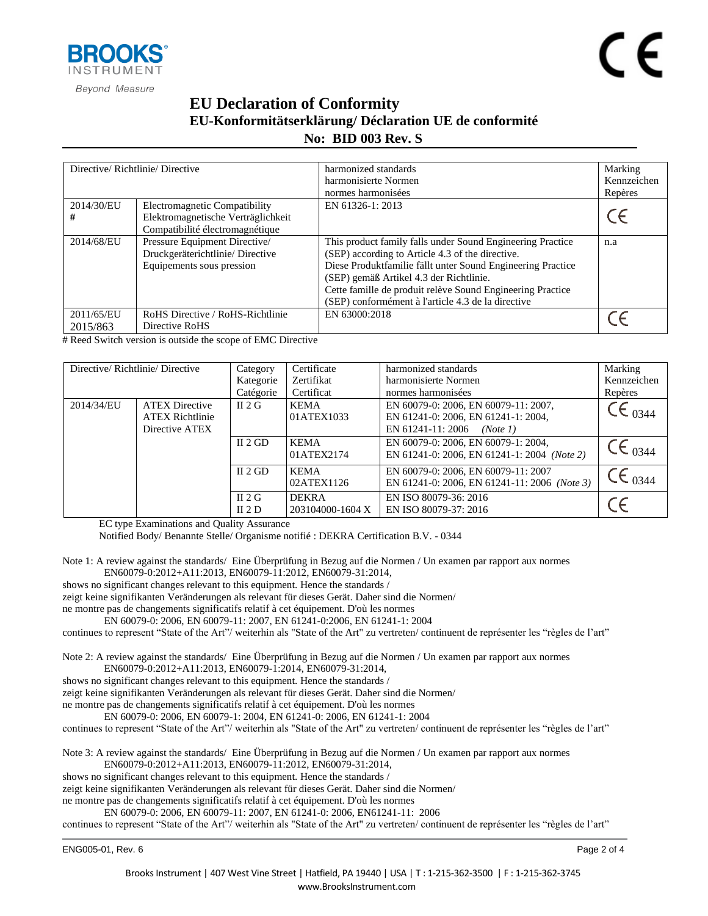# EU Declaration of Conformity

## EU-Konformitätserklärung/ Déclaration UE de conformité

## No: BID 003 Rev. S

| Directive/ Richtlinie/ Directive | | harmonized standards<br>harmonisierte Normen<br>normes harmonisées | Marking<br>Kennzeichen<br>Repères |
|---|---|---|---|
| 2014/30/EU<br>#| Electromagnetic Compatibility<br>Elektromagnetische Verträglichkeit<br>Compatibilité électromagnétique | EN 61326-1: 2013 | CE |
| 2014/68/EU | Pressure Equipment Directive/<br>Druckgeräterichtlinie/ Directive<br>Equipements sous pression | This product family falls under Sound Engineering Practice (SEP) according to Article 4.3 of the directive.<br>Diese Produktfamilie fällt unter Sound Engineering Practice (SEP) gemäß Artikel 4.3 der Richtlinie.<br>Cette famille de produit relève Sound Engineering Practice (SEP) conformément à l'article 4.3 de la directive | n.a |
| 2011/65/EU<br>2015/863 | RoHS Directive / RoHS-Richtlinie<br>Directive RoHS | EN 63000:2018 | CE |

# Reed Switch version is outside the scope of EMC Directive

| Directive/ Richtlinie/ Directive | | Category<br>Kategorie<br>Catégorie | Certificate<br>Zertifikat<br>Certificat | harmonized standards<br>harmonisierte Normen<br>normes harmonisées | Marking<br>Kennzeichen<br>Repères |
|---|---|---|---|---|---|
| 2014/34/EU | ATEX Directive<br>ATEX Richtlinie<br>Directive ATEX | II 2 G | KEMA<br>01ATEX1033 | EN 60079-0: 2006, EN 60079-11: 2007,<br>EN 61241-0: 2006, EN 61241-1: 2004,<br>EN 61241-11: 2006 *(Note 1)* | CE 0344 |
| | | II 2 GD | KEMA<br>01ATEX2174 | EN 60079-0: 2006, EN 60079-1: 2004,<br>EN 61241-0: 2006, EN 61241-1: 2004 *(Note 2)* | CE 0344 |
| | | II 2 GD | KEMA<br>02ATEX1126 | EN 60079-0: 2006, EN 60079-11: 2007<br>EN 61241-0: 2006, EN 61241-11: 2006 *(Note 3)* | CE 0344 |
| | | II 2 G<br>II 2 D | DEKRA<br>203104000-1604 X | EN ISO 80079-36: 2016<br>EN ISO 80079-37: 2016 | CE |

EC type Examinations and Quality Assurance

Notified Body/ Benannte Stelle/ Organisme notifié : DEKRA Certification B.V. - 0344

Note 1: A review against the standards/ Eine Überprüfung in Bezug auf die Normen / Un examen par rapport aux normes
EN60079-0:2012+A11:2013, EN60079-11:2012, EN60079-31:2014,
shows no significant changes relevant to this equipment. Hence the standards /
zeigt keine signifikanten Veränderungen als relevant für dieses Gerät. Daher sind die Normen/
ne montre pas de changements significatifs relatif à cet équipement. D'où les normes
EN 60079-0: 2006, EN 60079-11: 2007, EN 61241-0:2006, EN 61241-1: 2004
continues to represent "State of the Art"/ weiterhin als "State of the Art" zu vertreten/ continuent de représenter les "règles de l'art"

Note 2: A review against the standards/ Eine Überprüfung in Bezug auf die Normen / Un examen par rapport aux normes
EN60079-0:2012+A11:2013, EN60079-1:2014, EN60079-31:2014,
shows no significant changes relevant to this equipment. Hence the standards /
zeigt keine signifikanten Veränderungen als relevant für dieses Gerät. Daher sind die Normen/
ne montre pas de changements significatifs relatif à cet équipement. D'où les normes
EN 60079-0: 2006, EN 60079-1: 2004, EN 61241-0: 2006, EN 61241-1: 2004
continues to represent "State of the Art"/ weiterhin als "State of the Art" zu vertreten/ continuent de représenter les "règles de l'art"

Note 3: A review against the standards/ Eine Überprüfung in Bezug auf die Normen / Un examen par rapport aux normes
EN60079-0:2012+A11:2013, EN60079-11:2012, EN60079-31:2014,
shows no significant changes relevant to this equipment. Hence the standards /
zeigt keine signifikanten Veränderungen als relevant für dieses Gerät. Daher sind die Normen/
ne montre pas de changements significatifs relatif à cet équipement. D'où les normes
EN 60079-0: 2006, EN 60079-11: 2007, EN 61241-0: 2006, EN61241-11: 2006
continues to represent "State of the Art"/ weiterhin als "State of the Art" zu vertreten/ continuent de représenter les "règles de l'art"

ENG005-01, Rev. 6

Brooks Instrument | 407 West Vine Street | Hatfield, PA 19440 | USA | T : 1-215-362-3500 | F : 1-215-362-3745
www.BrooksInstrument.com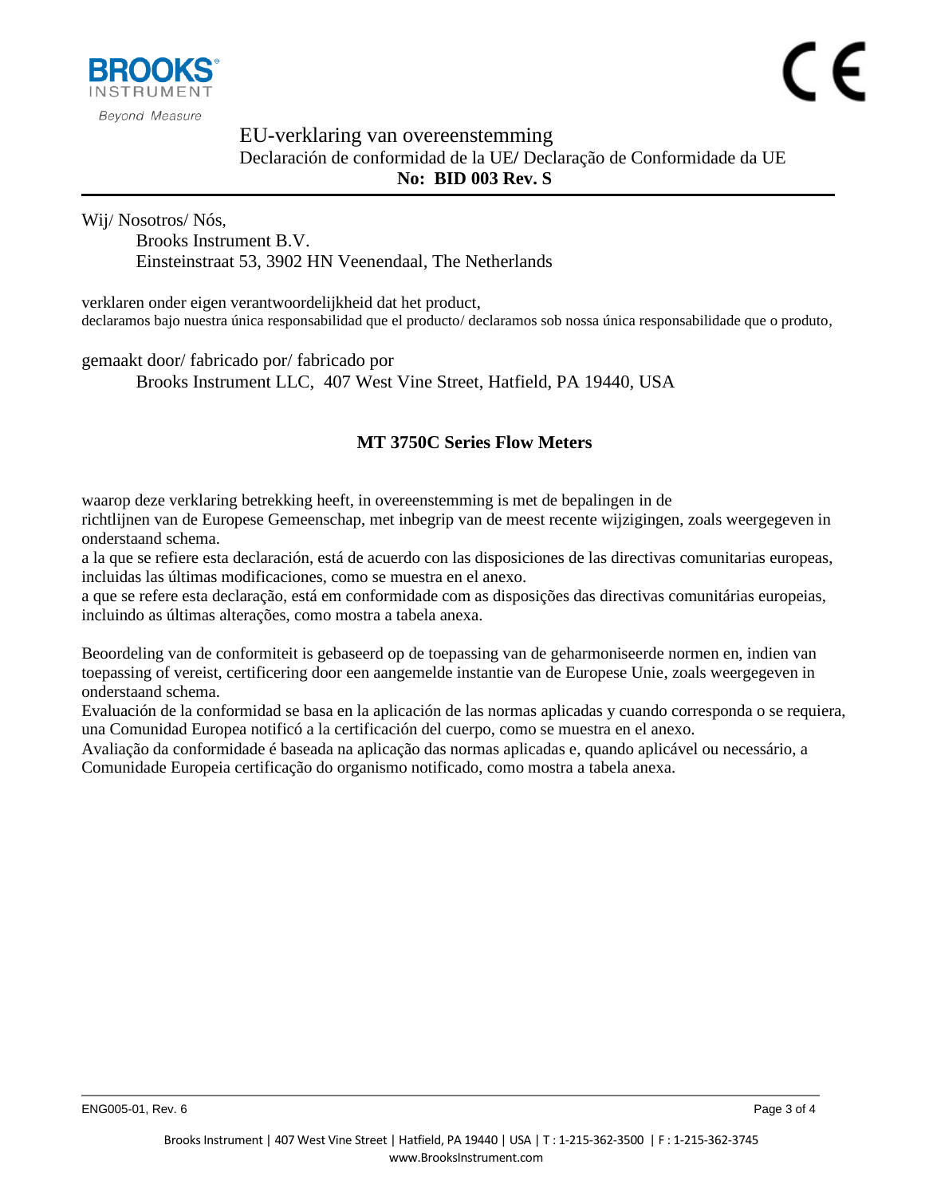# EU-verklaring van overeenstemming

## Declaración de conformidad de la UE/ Declaração de Conformidade da UE

**No: BID 003 Rev. S**

Wij/ Nosotros/ Nós,

Brooks Instrument B.V.
Einsteinstraat 53, 3902 HN Veenendaal, The Netherlands

verklaren onder eigen verantwoordelijkheid dat het product,
declaramos bajo nuestra única responsabilidad que el producto/ declaramos sob nossa única responsabilidade que o produto,

gemaakt door/ fabricado por/ fabricado por

Brooks Instrument LLC, 407 West Vine Street, Hatfield, PA 19440, USA

**MT 3750C Series Flow Meters**

waarop deze verklaring betrekking heeft, in overeenstemming is met de bepalingen in de richtlijnen van de Europese Gemeenschap, met inbegrip van de meest recente wijzigingen, zoals weergegeven in onderstaand schema.
a la que se refiere esta declaración, está de acuerdo con las disposiciones de las directivas comunitarias europeas, incluidas las últimas modificaciones, como se muestra en el anexo.
a que se refere esta declaração, está em conformidade com as disposições das directivas comunitárias europeias, incluindo as últimas alterações, como mostra a tabela anexa.

Beoordeling van de conformiteit is gebaseerd op de toepassing van de geharmoniseerde normen en, indien van toepassing of vereist, certificering door een aangemelde instantie van de Europese Unie, zoals weergegeven in onderstaand schema.
Evaluación de la conformidad se basa en la aplicación de las normas aplicadas y cuando corresponda o se requiera, una Comunidad Europea notificó a la certificación del cuerpo, como se muestra en el anexo.
Avaliação da conformidade é baseada na aplicação das normas aplicadas e, quando aplicável ou necessário, a Comunidade Europeia certificação do organismo notificado, como mostra a tabela anexa.

ENG005-01, Rev. 6

Brooks Instrument | 407 West Vine Street | Hatfield, PA 19440 | USA | T : 1-215-362-3500 | F : 1-215-362-3745
www.BrooksInstrument.com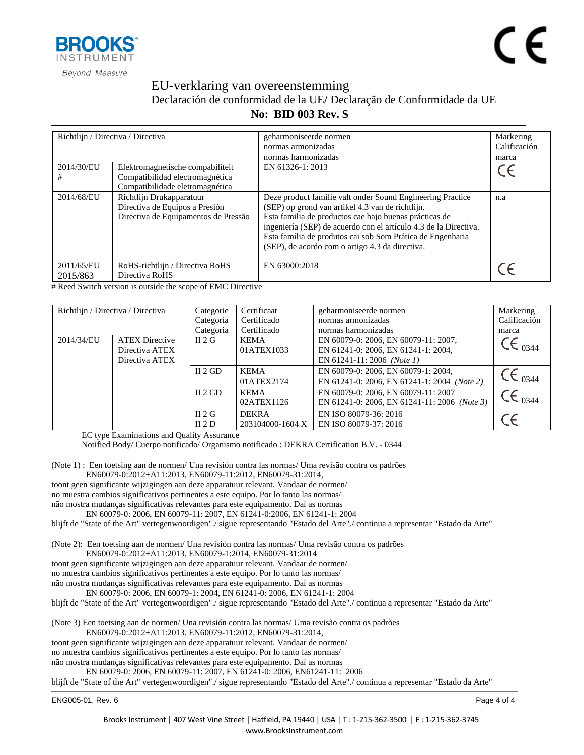# EU-verklaring van overeenstemming

## Declaración de conformidad de la UE/ Declaração de Conformidade da UE

## No: BID 003 Rev. S

| Richtlijn / Directiva / Directiva | | geharmoniseerde normen<br>normas armonizadas<br>normas harmonizadas | Markering<br>Calificación<br>marca |
|---|---|---|---|
| 2014/30/EU<br># | Elektromagnetische compabiliteit<br>Compatibilidad electromagnética<br>Compatibilidade eletromagnética | EN 61326-1: 2013 | CE |
| 2014/68/EU | Richtlijn Drukapparatuur<br>Directiva de Equipos a Presión<br>Directiva de Equipamentos de Pressão | Deze product familie valt onder Sound Engineering Practice (SEP) op grond van artikel 4.3 van de richtlijn.<br>Esta familia de productos cae bajo buenas prácticas de ingeniería (SEP) de acuerdo con el artículo 4.3 de la Directiva.<br>Esta família de produtos cai sob Som Prática de Engenharia (SEP), de acordo com o artigo 4.3 da directiva. | n.a |
| 2011/65/EU<br>2015/863 | RoHS-richtlijn / Directiva RoHS<br>Directiva RoHS | EN 63000:2018 | CE |

# Reed Switch version is outside the scope of EMC Directive

| Richtlijn / Directiva / Directiva | | Categorie<br>Categoría<br>Categoria | Certificaat<br>Certificado<br>Certificado | geharmoniseerde normen<br>normas armonizadas<br>normas harmonizadas | Markering<br>Calificación<br>marca |
|---|---|---|---|---|---|
| 2014/34/EU | ATEX Directive<br>Directiva ATEX<br>Directiva ATEX | II 2 G | KEMA<br>01ATEX1033 | EN 60079-0: 2006, EN 60079-11: 2007,<br>EN 61241-0: 2006, EN 61241-1: 2004,<br>EN 61241-11: 2006 *(Note 1)* | CE 0344 |
| | | II 2 GD | KEMA<br>01ATEX2174 | EN 60079-0: 2006, EN 60079-1: 2004,<br>EN 61241-0: 2006, EN 61241-1: 2004 *(Note 2)* | CE 0344 |
| | | II 2 GD | KEMA<br>02ATEX1126 | EN 60079-0: 2006, EN 60079-11: 2007<br>EN 61241-0: 2006, EN 61241-11: 2006 *(Note 3)* | CE 0344 |
| | | II 2 G<br>II 2 D | DEKRA<br>203104000-1604 X | EN ISO 80079-36: 2016<br>EN ISO 80079-37: 2016 | CE |

EC type Examinations and Quality Assurance
Notified Body/ Cuerpo notificado/ Organismo notificado : DEKRA Certification B.V. - 0344

(Note 1) : Een toetsing aan de normen/ Una revisión contra las normas/ Uma revisão contra os padrões
EN60079-0:2012+A11:2013, EN60079-11:2012, EN60079-31:2014,
toont geen significante wijzigingen aan deze apparatuur relevant. Vandaar de normen/
no muestra cambios significativos pertinentes a este equipo. Por lo tanto las normas/
não mostra mudanças significativas relevantes para este equipamento. Daí as normas
EN 60079-0: 2006, EN 60079-11: 2007, EN 61241-0:2006, EN 61241-1: 2004
blijft de "State of the Art" vertegenwoordigen"./ sigue representando "Estado del Arte"./ continua a representar "Estado da Arte"

(Note 2): Een toetsing aan de normen/ Una revisión contra las normas/ Uma revisão contra os padrões
EN60079-0:2012+A11:2013, EN60079-1:2014, EN60079-31:2014
toont geen significante wijzigingen aan deze apparatuur relevant. Vandaar de normen/
no muestra cambios significativos pertinentes a este equipo. Por lo tanto las normas/
não mostra mudanças significativas relevantes para este equipamento. Daí as normas
EN 60079-0: 2006, EN 60079-1: 2004, EN 61241-0: 2006, EN 61241-1: 2004
blijft de "State of the Art" vertegenwoordigen"./ sigue representando "Estado del Arte"./ continua a representar "Estado da Arte"

(Note 3) Een toetsing aan de normen/ Una revisión contra las normas/ Uma revisão contra os padrões
EN60079-0:2012+A11:2013, EN60079-11:2012, EN60079-31:2014,
toont geen significante wijzigingen aan deze apparatuur relevant. Vandaar de normen/
no muestra cambios significativos pertinentes a este equipo. Por lo tanto las normas/
não mostra mudanças significativas relevantes para este equipamento. Daí as normas
EN 60079-0: 2006, EN 60079-11: 2007, EN 61241-0: 2006, EN61241-11: 2006
blijft de "State of the Art" vertegenwoordigen"./ sigue representando "Estado del Arte"./ continua a representar "Estado da Arte"

ENG005-01, Rev. 6

Brooks Instrument | 407 West Vine Street | Hatfield, PA 19440 | USA | T : 1-215-362-3500 | F : 1-215-362-3745
www.BrooksInstrument.com